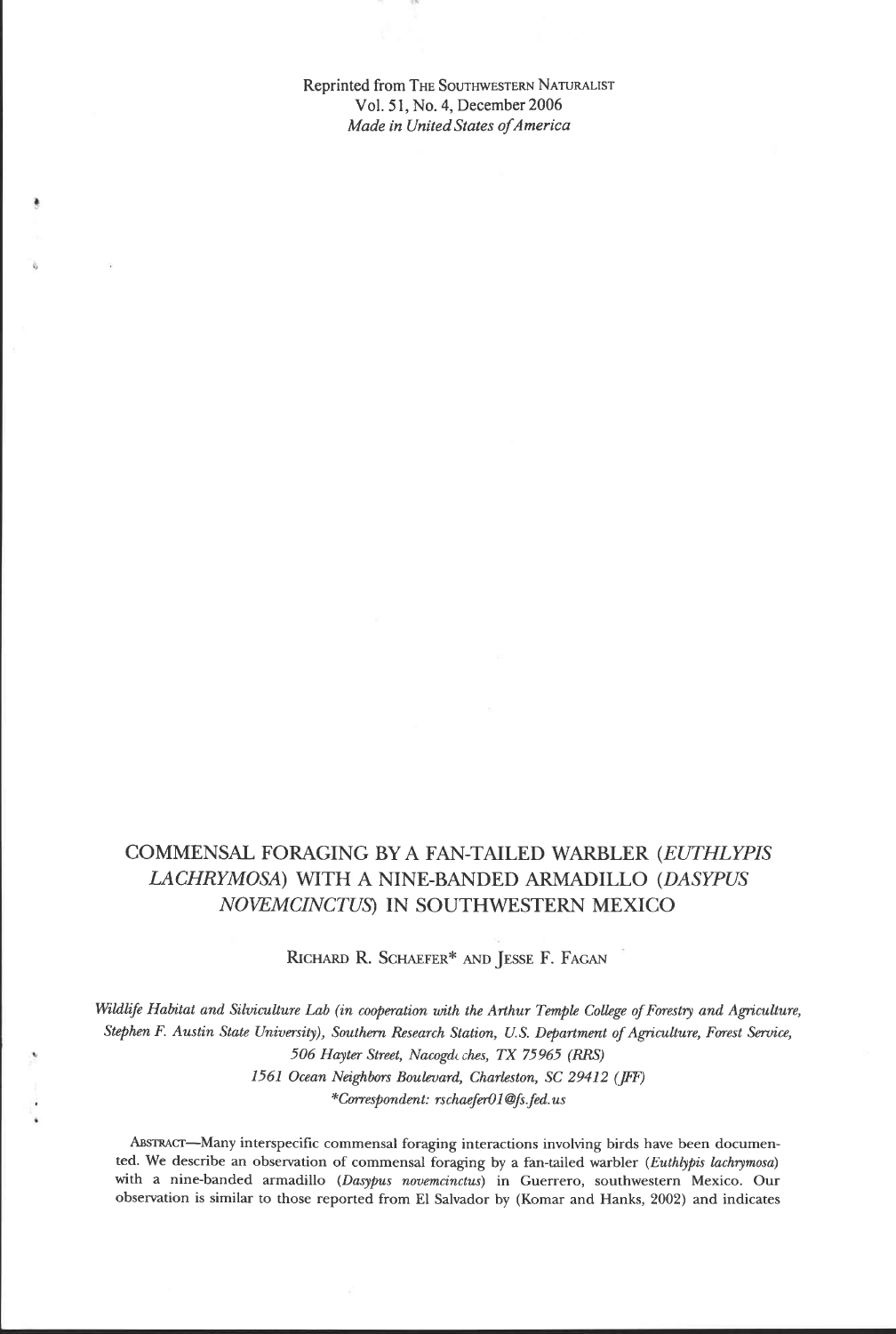Reprinted from THE SOUTHWESTERN NATURALIST
Vol. 51, No. 4, December 2006
*Made in United States of America*

# COMMENSAL FORAGING BY A FAN-TAILED WARBLER (*EUTHLYPIS LACHRYMOSA*) WITH A NINE-BANDED ARMADILLO (*DASYPUS NOVEMCINCTUS*) IN SOUTHWESTERN MEXICO

RICHARD R. SCHAEFER* AND JESSE F. FAGAN

*Wildlife Habitat and Silviculture Lab (in cooperation with the Arthur Temple College of Forestry and Agriculture, Stephen F. Austin State University), Southern Research Station, U.S. Department of Agriculture, Forest Service, 506 Hayter Street, Nacogdoches, TX 75965 (RRS)*
*1561 Ocean Neighbors Boulevard, Charleston, SC 29412 (JFF)*
*\*Correspondent: rschaefer01@fs.fed.us*

ABSTRACT—Many interspecific commensal foraging interactions involving birds have been documented. We describe an observation of commensal foraging by a fan-tailed warbler (*Euthlypis lachrymosa*) with a nine-banded armadillo (*Dasypus novemcinctus*) in Guerrero, southwestern Mexico. Our observation is similar to those reported from El Salvador by (Komar and Hanks, 2002) and indicates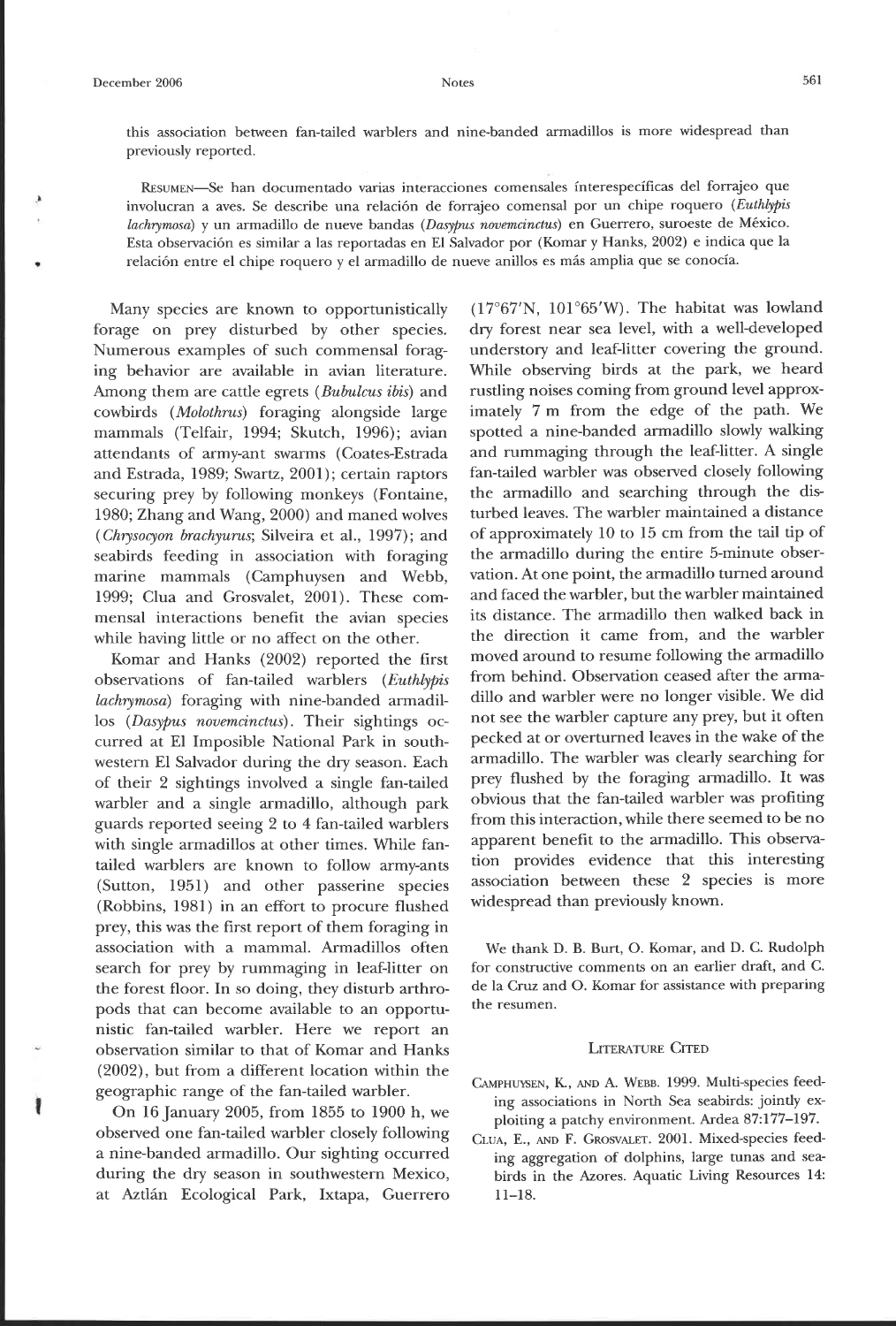this association between fan-tailed warblers and nine-banded armadillos is more widespread than previously reported.

RESUMEN—Se han documentado varias interacciones comensales interespecíficas del forrajeo que involucran a aves. Se describe una relación de forrajeo comensal por un chipe roquero (*Euthlypis lachrymosa*) y un armadillo de nueve bandas (*Dasypus novemcinctus*) en Guerrero, suroeste de México. Esta observación es similar a las reportadas en El Salvador por (Komar y Hanks, 2002) e indica que la relación entre el chipe roquero y el armadillo de nueve anillos es más amplia que se conocía.

Many species are known to opportunistically forage on prey disturbed by other species. Numerous examples of such commensal foraging behavior are available in avian literature. Among them are cattle egrets (*Bubulcus ibis*) and cowbirds (*Molothrus*) foraging alongside large mammals (Telfair, 1994; Skutch, 1996); avian attendants of army-ant swarms (Coates-Estrada and Estrada, 1989; Swartz, 2001); certain raptors securing prey by following monkeys (Fontaine, 1980; Zhang and Wang, 2000) and maned wolves (*Chrysocyon brachyurus*; Silveira et al., 1997); and seabirds feeding in association with foraging marine mammals (Camphuysen and Webb, 1999; Clua and Grosvalet, 2001). These commensal interactions benefit the avian species while having little or no affect on the other.

Komar and Hanks (2002) reported the first observations of fan-tailed warblers (*Euthlypis lachrymosa*) foraging with nine-banded armadillos (*Dasypus novemcinctus*). Their sightings occurred at El Imposible National Park in southwestern El Salvador during the dry season. Each of their 2 sightings involved a single fan-tailed warbler and a single armadillo, although park guards reported seeing 2 to 4 fan-tailed warblers with single armadillos at other times. While fan-tailed warblers are known to follow army-ants (Sutton, 1951) and other passerine species (Robbins, 1981) in an effort to procure flushed prey, this was the first report of them foraging in association with a mammal. Armadillos often search for prey by rummaging in leaf-litter on the forest floor. In so doing, they disturb arthropods that can become available to an opportunistic fan-tailed warbler. Here we report an observation similar to that of Komar and Hanks (2002), but from a different location within the geographic range of the fan-tailed warbler.

On 16 January 2005, from 1855 to 1900 h, we observed one fan-tailed warbler closely following a nine-banded armadillo. Our sighting occurred during the dry season in southwestern Mexico, at Aztlán Ecological Park, Ixtapa, Guerrero (17°67′N, 101°65′W). The habitat was lowland dry forest near sea level, with a well-developed understory and leaf-litter covering the ground. While observing birds at the park, we heard rustling noises coming from ground level approximately 7 m from the edge of the path. We spotted a nine-banded armadillo slowly walking and rummaging through the leaf-litter. A single fan-tailed warbler was observed closely following the armadillo and searching through the disturbed leaves. The warbler maintained a distance of approximately 10 to 15 cm from the tail tip of the armadillo during the entire 5-minute observation. At one point, the armadillo turned around and faced the warbler, but the warbler maintained its distance. The armadillo then walked back in the direction it came from, and the warbler moved around to resume following the armadillo from behind. Observation ceased after the armadillo and warbler were no longer visible. We did not see the warbler capture any prey, but it often pecked at or overturned leaves in the wake of the armadillo. The warbler was clearly searching for prey flushed by the foraging armadillo. It was obvious that the fan-tailed warbler was profiting from this interaction, while there seemed to be no apparent benefit to the armadillo. This observation provides evidence that this interesting association between these 2 species is more widespread than previously known.

We thank D. B. Burt, O. Komar, and D. C. Rudolph for constructive comments on an earlier draft, and C. de la Cruz and O. Komar for assistance with preparing the resumen.

## Literature Cited

CAMPHUYSEN, K., AND A. WEBB. 1999. Multi-species feeding associations in North Sea seabirds: jointly exploiting a patchy environment. Ardea 87:177–197.

CLUA, E., AND F. GROSVALET. 2001. Mixed-species feeding aggregation of dolphins, large tunas and seabirds in the Azores. Aquatic Living Resources 14: 11–18.